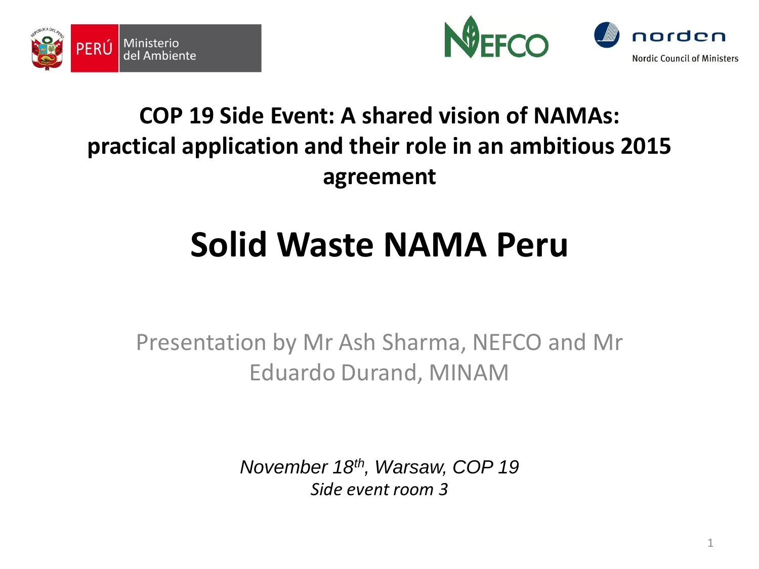PERÚ Ministerio del Ambiente

NEFCO

norden Nordic Council of Ministers

**COP 19 Side Event: A shared vision of NAMAs: practical application and their role in an ambitious 2015 agreement**

# Solid Waste NAMA Peru

Presentation by Mr Ash Sharma, NEFCO and Mr Eduardo Durand, MINAM

*November 18th, Warsaw, COP 19*
*Side event room 3*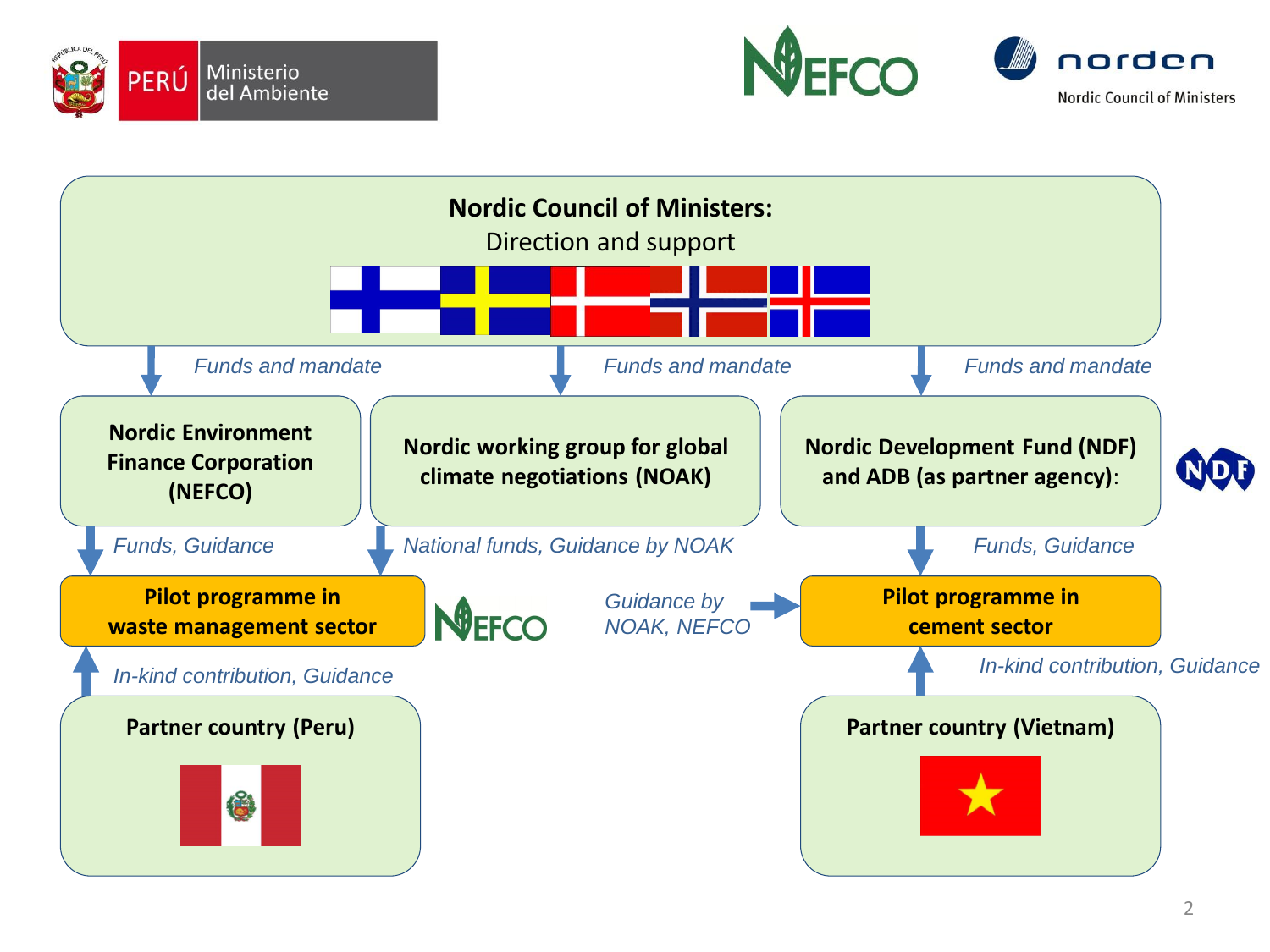PERÚ Ministerio del Ambiente

NEFCO

norden Nordic Council of Ministers

**Nordic Council of Ministers:**
Direction and support

*Funds and mandate* *Funds and mandate* *Funds and mandate*

**Nordic Environment Finance Corporation (NEFCO)**

**Nordic working group for global climate negotiations (NOAK)**

**Nordic Development Fund (NDF) and ADB (as partner agency):**

NDF

*Funds, Guidance* *National funds, Guidance by NOAK* *Funds, Guidance*

**Pilot programme in waste management sector**

NEFCO

*Guidance by NOAK, NEFCO*

**Pilot programme in cement sector**

*In-kind contribution, Guidance* *In-kind contribution, Guidance*

**Partner country (Peru)**

**Partner country (Vietnam)**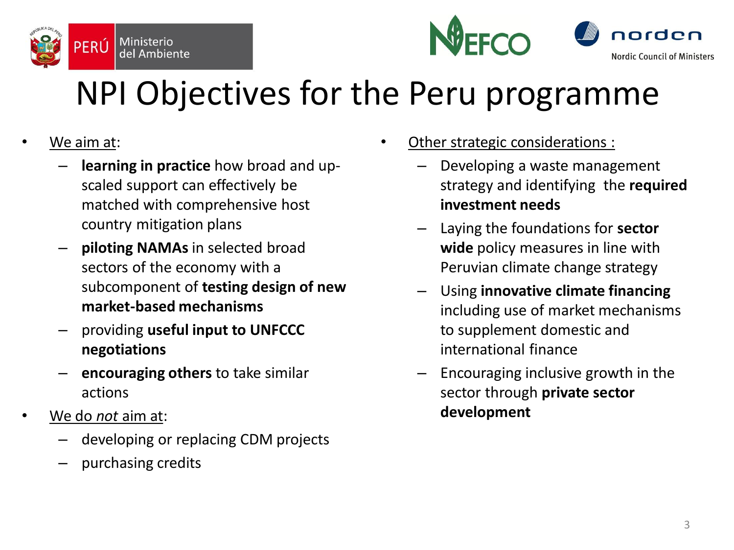# NPI Objectives for the Peru programme

- We aim at:
  - **learning in practice** how broad and up-scaled support can effectively be matched with comprehensive host country mitigation plans
  - **piloting NAMAs** in selected broad sectors of the economy with a subcomponent of **testing design of new market-based mechanisms**
  - providing **useful input to UNFCCC negotiations**
  - **encouraging others** to take similar actions
- We do *not* aim at:
  - developing or replacing CDM projects
  - purchasing credits

- Other strategic considerations :
  - Developing a waste management strategy and identifying the **required investment needs**
  - Laying the foundations for **sector wide** policy measures in line with Peruvian climate change strategy
  - Using **innovative climate financing** including use of market mechanisms to supplement domestic and international finance
  - Encouraging inclusive growth in the sector through **private sector development**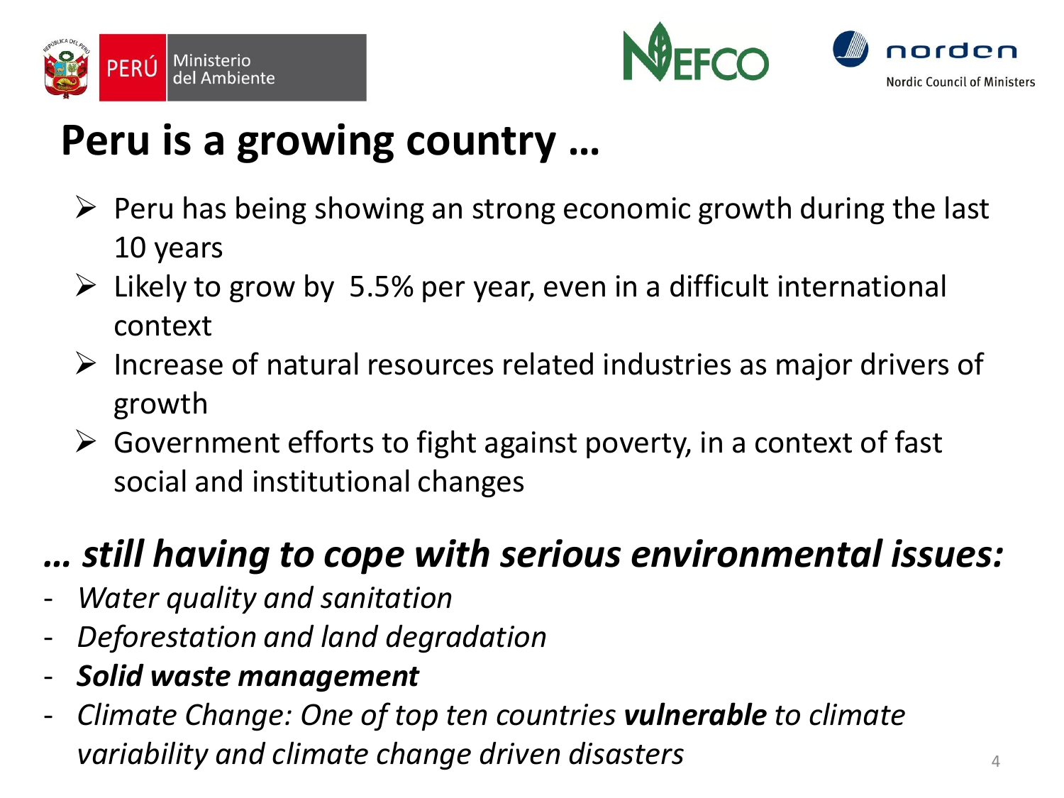# Peru is a growing country …

- Peru has being showing an strong economic growth during the last 10 years
- Likely to grow by  5.5% per year, even in a difficult international context
- Increase of natural resources related industries as major drivers of growth
- Government efforts to fight against poverty, in a context of fast social and institutional changes

## *… still having to cope with serious environmental issues:*

- *Water quality and sanitation*
- *Deforestation and land degradation*
- ***Solid waste management***
- *Climate Change: One of top ten countries **vulnerable** to climate variability and climate change driven disasters*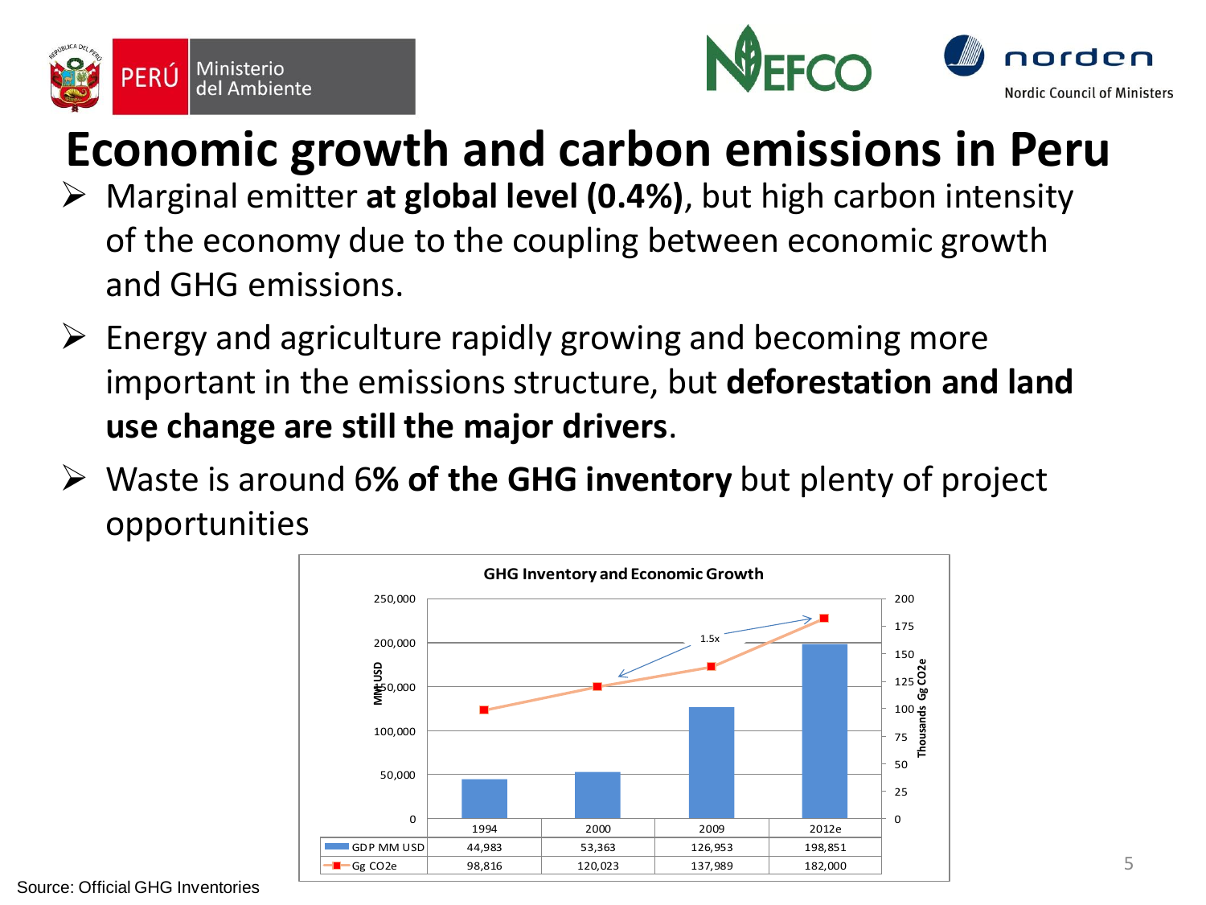# Economic growth and carbon emissions in Peru

- Marginal emitter **at global level (0.4%)**, but high carbon intensity of the economy due to the coupling between economic growth and GHG emissions.
- Energy and agriculture rapidly growing and becoming more important in the emissions structure, but **deforestation and land use change are still the major drivers**.
- Waste is around 6**% of the GHG inventory** but plenty of project opportunities

**GHG Inventory and Economic Growth**

| | 1994 | 2000 | 2009 | 2012e |
|---|---|---|---|---|
| GDP MM USD | 44,983 | 53,363 | 126,953 | 198,851 |
| Gg CO2e | 98,816 | 120,023 | 137,989 | 182,000 |

Source: Official GHG Inventories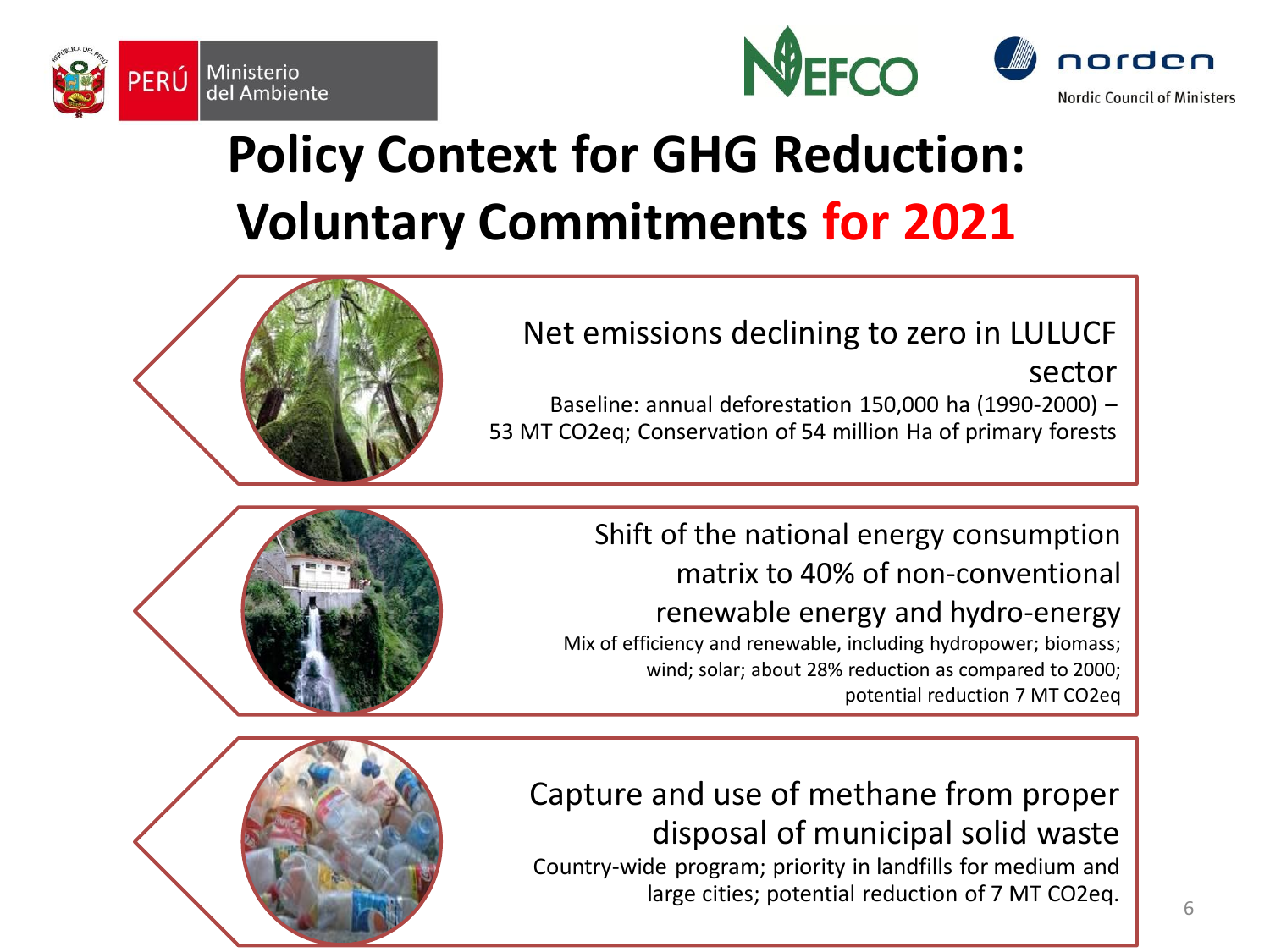# Policy Context for GHG Reduction: Voluntary Commitments for 2021

## Net emissions declining to zero in LULUCF sector

Baseline: annual deforestation 150,000 ha (1990-2000) – 53 MT CO2eq; Conservation of 54 million Ha of primary forests

## Shift of the national energy consumption matrix to 40% of non-conventional renewable energy and hydro-energy

Mix of efficiency and renewable, including hydropower; biomass; wind; solar; about 28% reduction as compared to 2000; potential reduction 7 MT CO2eq

## Capture and use of methane from proper disposal of municipal solid waste

Country-wide program; priority in landfills for medium and large cities; potential reduction of 7 MT CO2eq.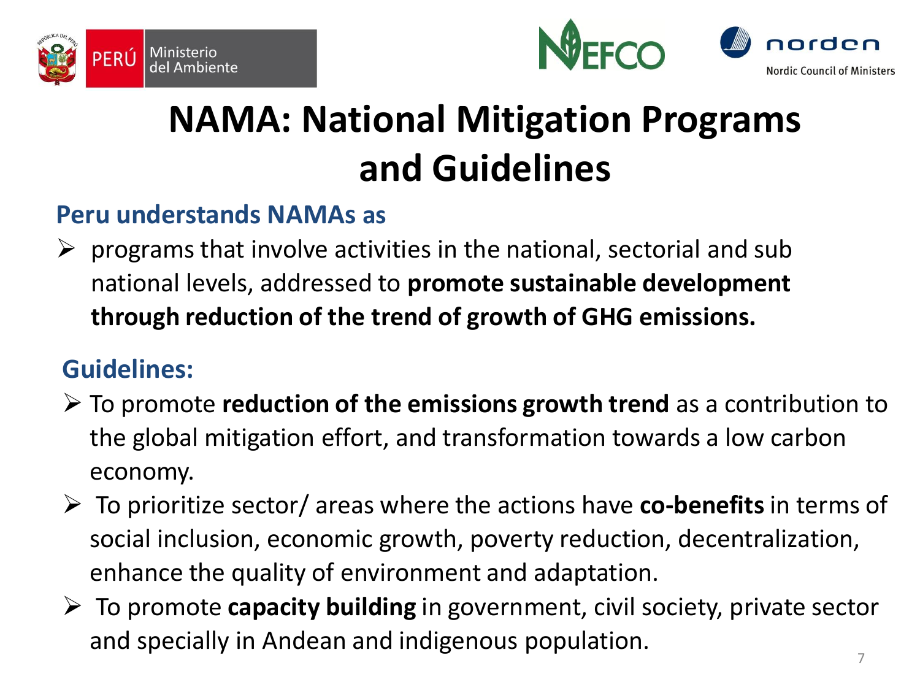# NAMA: National Mitigation Programs and Guidelines

## Peru understands NAMAs as

- programs that involve activities in the national, sectorial and sub national levels, addressed to **promote sustainable development through reduction of the trend of growth of GHG emissions.**

## Guidelines:

- To promote **reduction of the emissions growth trend** as a contribution to the global mitigation effort, and transformation towards a low carbon economy.
- To prioritize sector/ areas where the actions have **co-benefits** in terms of social inclusion, economic growth, poverty reduction, decentralization, enhance the quality of environment and adaptation.
- To promote **capacity building** in government, civil society, private sector and specially in Andean and indigenous population.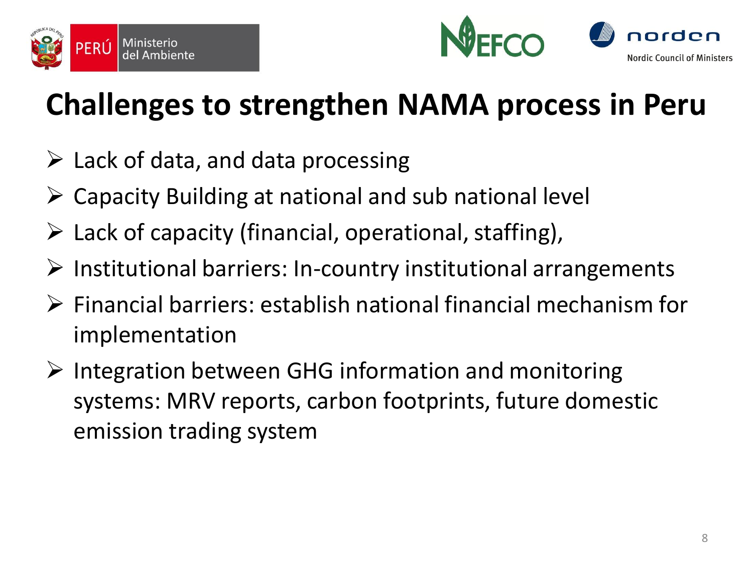# Challenges to strengthen NAMA process in Peru

- Lack of data, and data processing
- Capacity Building at national and sub national level
- Lack of capacity (financial, operational, staffing),
- Institutional barriers: In-country institutional arrangements
- Financial barriers: establish national financial mechanism for implementation
- Integration between GHG information and monitoring systems: MRV reports, carbon footprints, future domestic emission trading system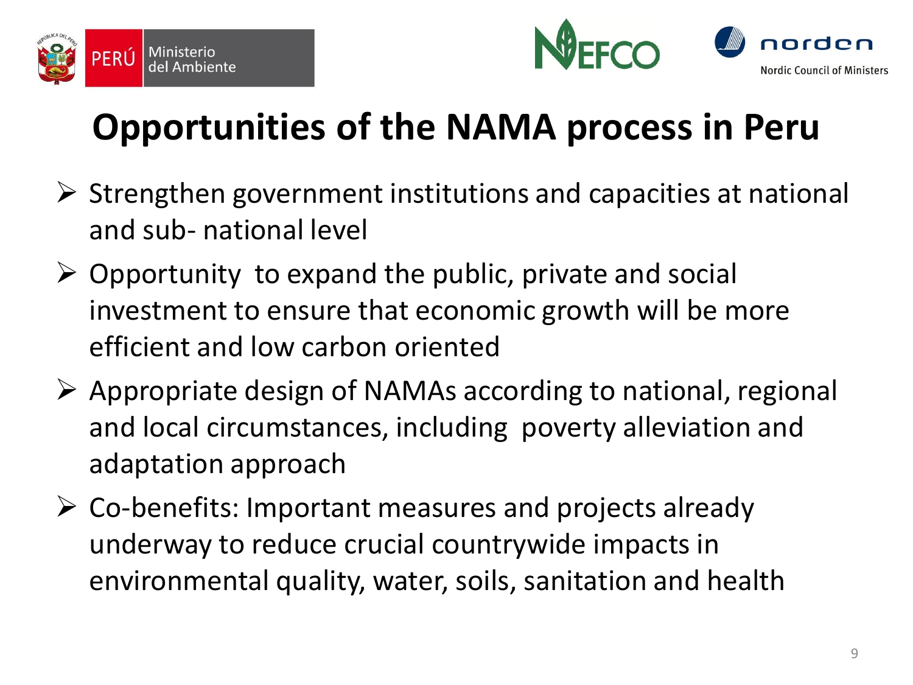# Opportunities of the NAMA process in Peru

- Strengthen government institutions and capacities at national and sub- national level
- Opportunity to expand the public, private and social investment to ensure that economic growth will be more efficient and low carbon oriented
- Appropriate design of NAMAs according to national, regional and local circumstances, including poverty alleviation and adaptation approach
- Co-benefits: Important measures and projects already underway to reduce crucial countrywide impacts in environmental quality, water, soils, sanitation and health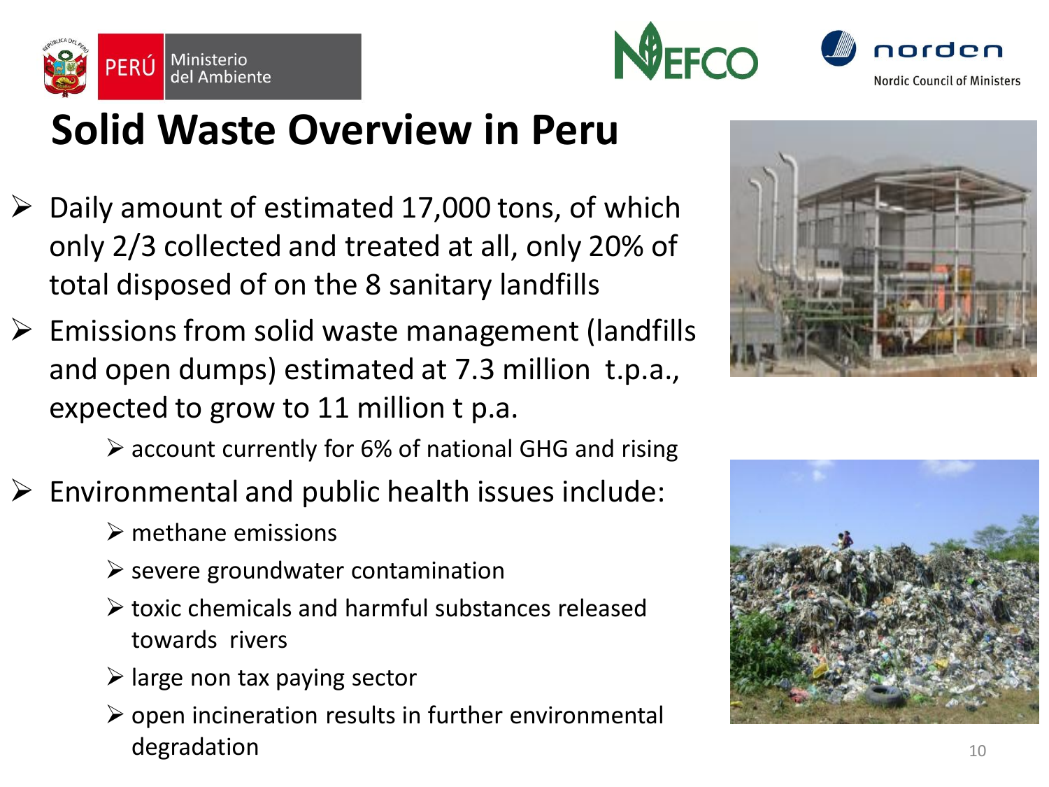# Solid Waste Overview in Peru

- Daily amount of estimated 17,000 tons, of which only 2/3 collected and treated at all, only 20% of total disposed of on the 8 sanitary landfills
- Emissions from solid waste management (landfills and open dumps) estimated at 7.3 million t.p.a., expected to grow to 11 million t p.a.
  - account currently for 6% of national GHG and rising
- Environmental and public health issues include:
  - methane emissions
  - severe groundwater contamination
  - toxic chemicals and harmful substances released towards rivers
  - large non tax paying sector
  - open incineration results in further environmental degradation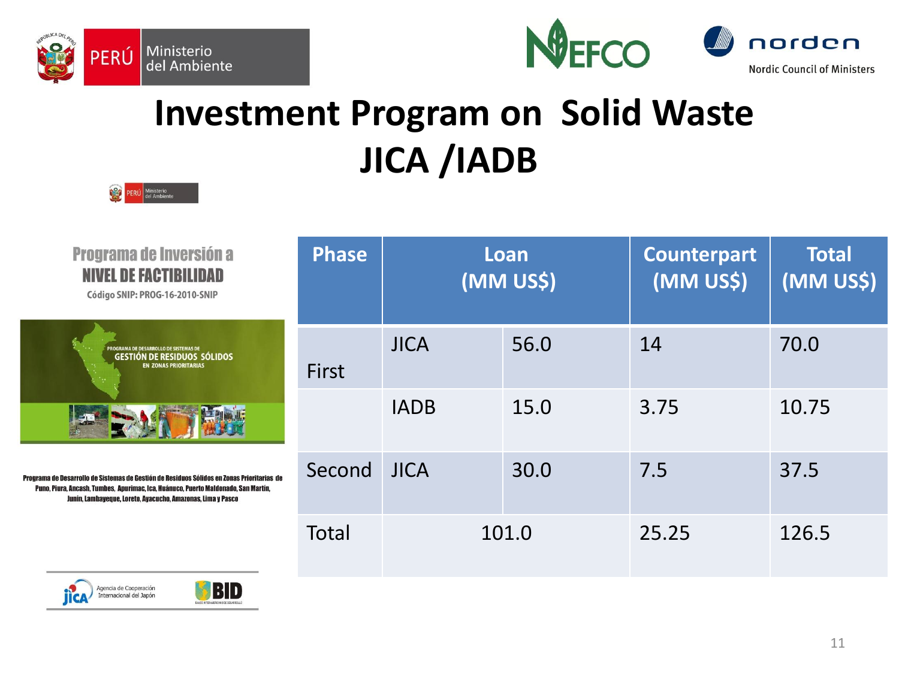# Investment Program on Solid Waste JICA /IADB

**Programa de Inversión a NIVEL DE FACTIBILIDAD**

Código SNIP: PROG-16-2010-SNIP

PROGRAMA DE DESARROLLO DE SISTEMAS DE GESTIÓN DE RESIDUOS SÓLIDOS EN ZONAS PRIORITARIAS

Programa de Desarrollo de Sistemas de Gestión de Residuos Sólidos en Zonas Prioritarias de Puno, Piura, Ancash, Tumbes, Apurimac, Ica, Huánuco, Puerto Maldonado, San Martín, Junín, Lambayeque, Loreto, Ayacucho, Amazonas, Lima y Pasco

Agencia de Cooperación Internacional del Japón

| Phase | Loan (MM US$) | | Counterpart (MM US$) | Total (MM US$) |
|---|---|---|---|---|
| First | JICA | 56.0 | 14 | 70.0 |
| | IADB | 15.0 | 3.75 | 10.75 |
| Second | JICA | 30.0 | 7.5 | 37.5 |
| Total | 101.0 | | 25.25 | 126.5 |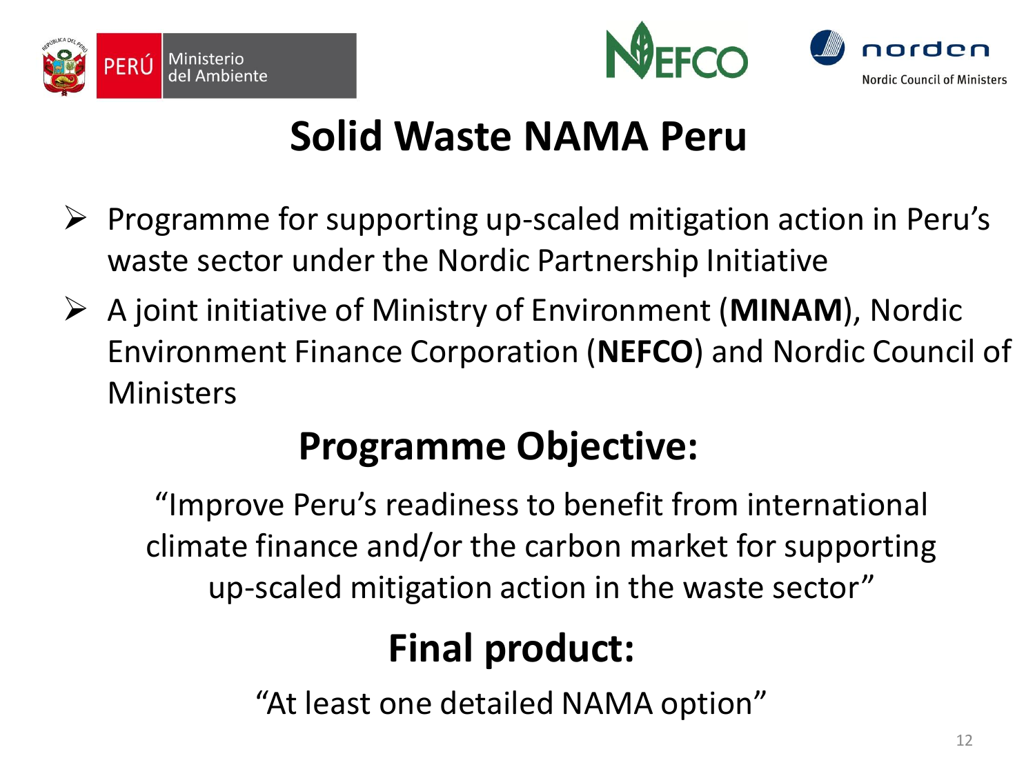# Solid Waste NAMA Peru

- Programme for supporting up-scaled mitigation action in Peru's waste sector under the Nordic Partnership Initiative
- A joint initiative of Ministry of Environment (**MINAM**), Nordic Environment Finance Corporation (**NEFCO**) and Nordic Council of Ministers

## Programme Objective:

"Improve Peru's readiness to benefit from international climate finance and/or the carbon market for supporting up-scaled mitigation action in the waste sector"

## Final product:

"At least one detailed NAMA option"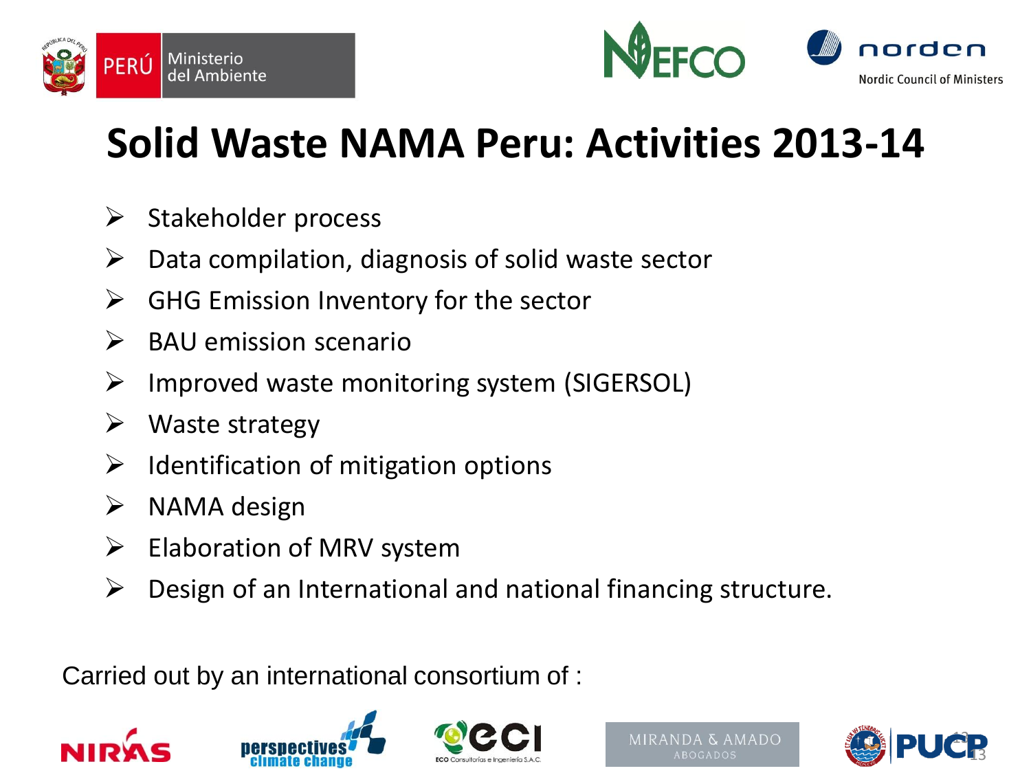# Solid Waste NAMA Peru: Activities 2013-14

- Stakeholder process
- Data compilation, diagnosis of solid waste sector
- GHG Emission Inventory for the sector
- BAU emission scenario
- Improved waste monitoring system (SIGERSOL)
- Waste strategy
- Identification of mitigation options
- NAMA design
- Elaboration of MRV system
- Design of an International and national financing structure.

Carried out by an international consortium of :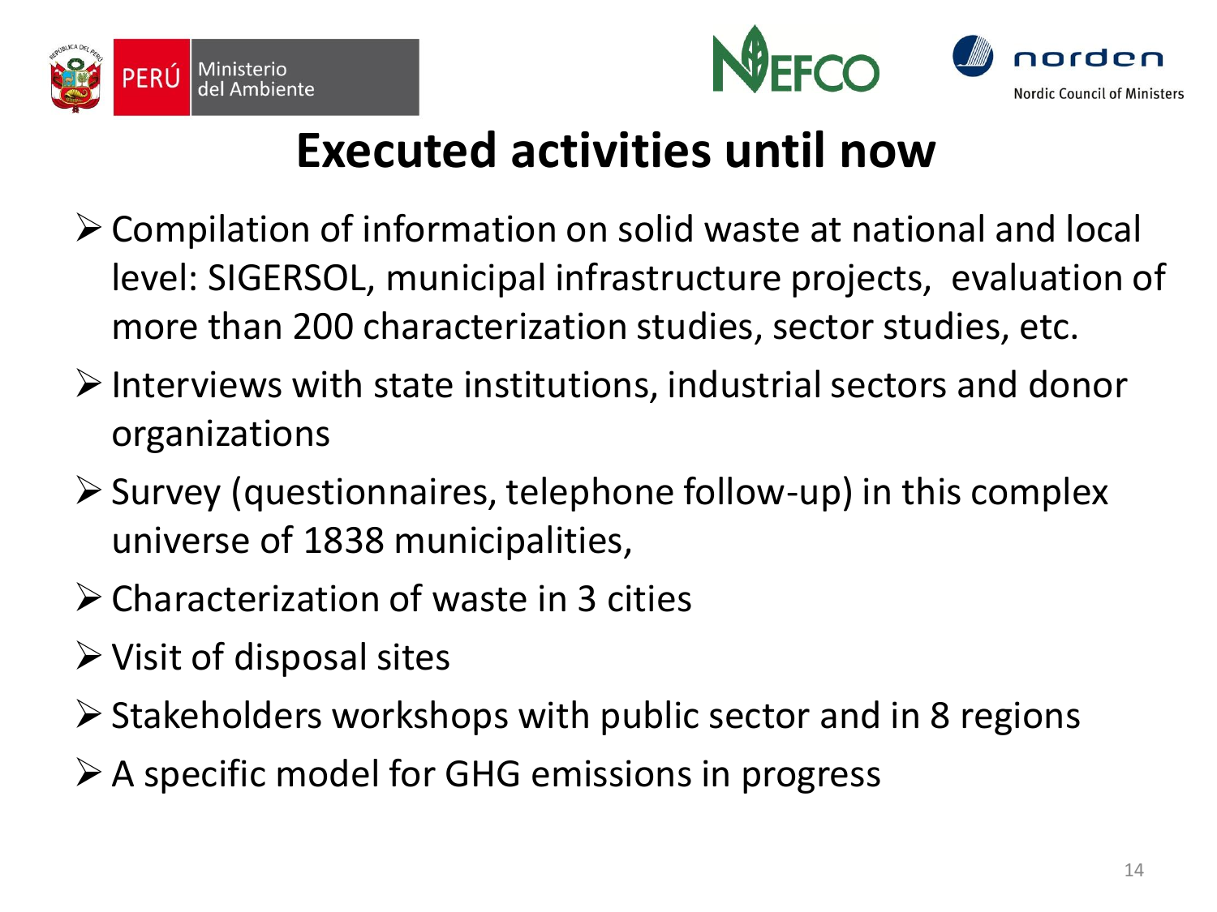# Executed activities until now

- Compilation of information on solid waste at national and local level: SIGERSOL, municipal infrastructure projects, evaluation of more than 200 characterization studies, sector studies, etc.
- Interviews with state institutions, industrial sectors and donor organizations
- Survey (questionnaires, telephone follow-up) in this complex universe of 1838 municipalities,
- Characterization of waste in 3 cities
- Visit of disposal sites
- Stakeholders workshops with public sector and in 8 regions
- A specific model for GHG emissions in progress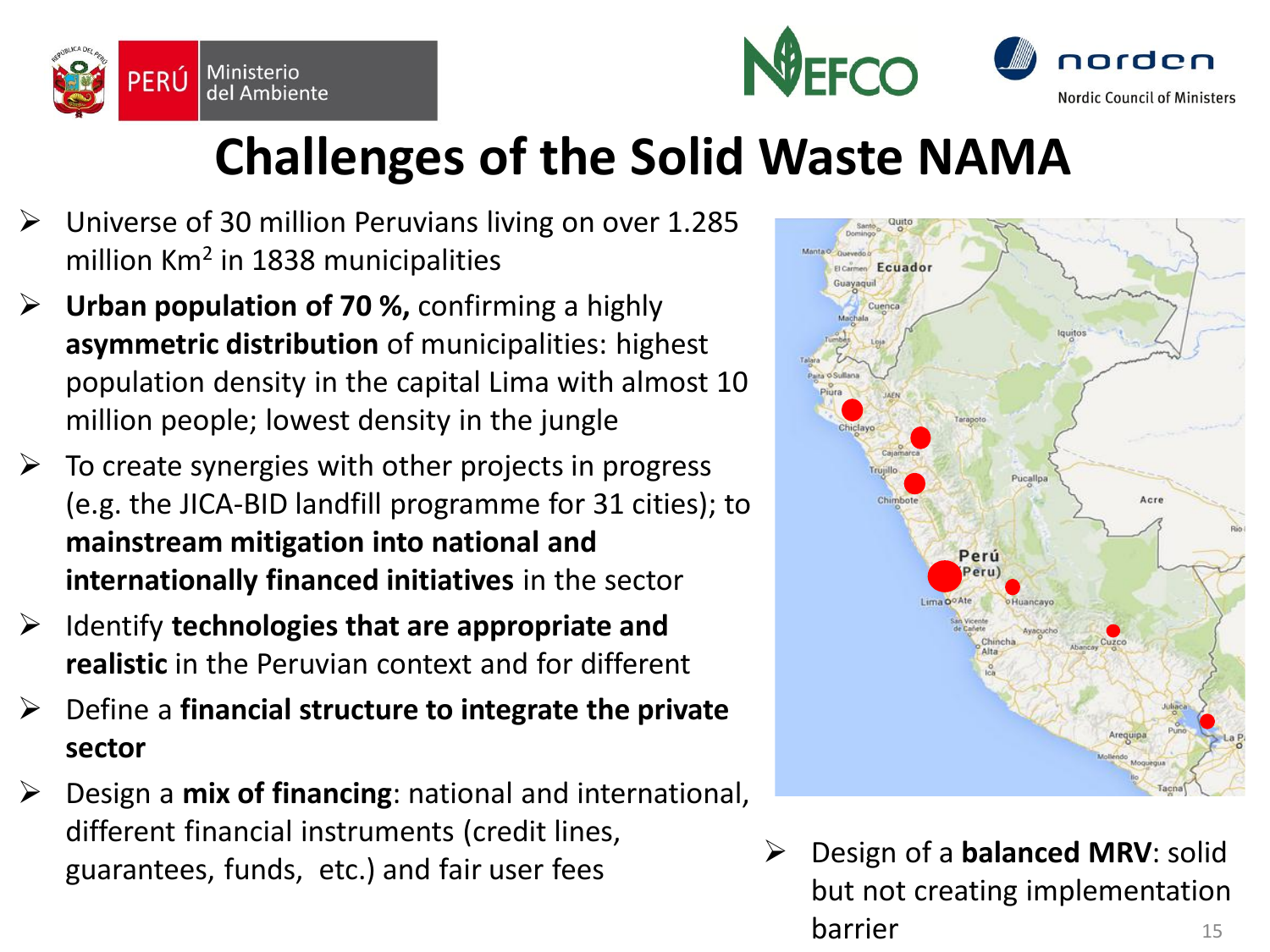# Challenges of the Solid Waste NAMA

- Universe of 30 million Peruvians living on over 1.285 million Km$^2$ in 1838 municipalities
- **Urban population of 70 %,** confirming a highly **asymmetric distribution** of municipalities: highest population density in the capital Lima with almost 10 million people; lowest density in the jungle
- To create synergies with other projects in progress (e.g. the JICA-BID landfill programme for 31 cities); to **mainstream mitigation into national and internationally financed initiatives** in the sector
- Identify **technologies that are appropriate and realistic** in the Peruvian context and for different
- Define a **financial structure to integrate the private sector**
- Design a **mix of financing**: national and international, different financial instruments (credit lines, guarantees, funds, etc.) and fair user fees
- Design of a **balanced MRV**: solid but not creating implementation barrier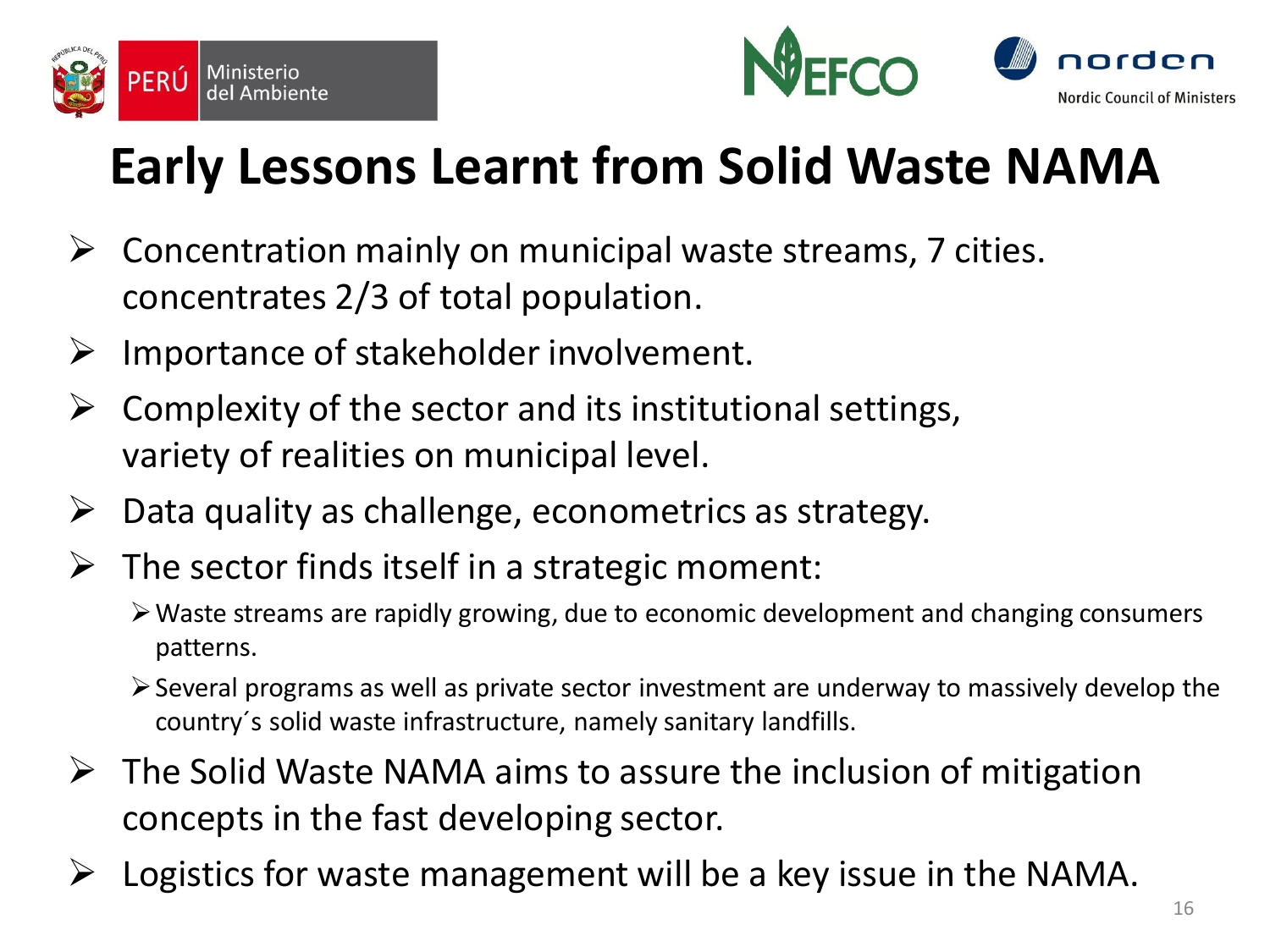# Early Lessons Learnt from Solid Waste NAMA

- Concentration mainly on municipal waste streams, 7 cities. concentrates 2/3 of total population.
- Importance of stakeholder involvement.
- Complexity of the sector and its institutional settings, variety of realities on municipal level.
- Data quality as challenge, econometrics as strategy.
- The sector finds itself in a strategic moment:
  - Waste streams are rapidly growing, due to economic development and changing consumers patterns.
  - Several programs as well as private sector investment are underway to massively develop the country´s solid waste infrastructure, namely sanitary landfills.
- The Solid Waste NAMA aims to assure the inclusion of mitigation concepts in the fast developing sector.
- Logistics for waste management will be a key issue in the NAMA.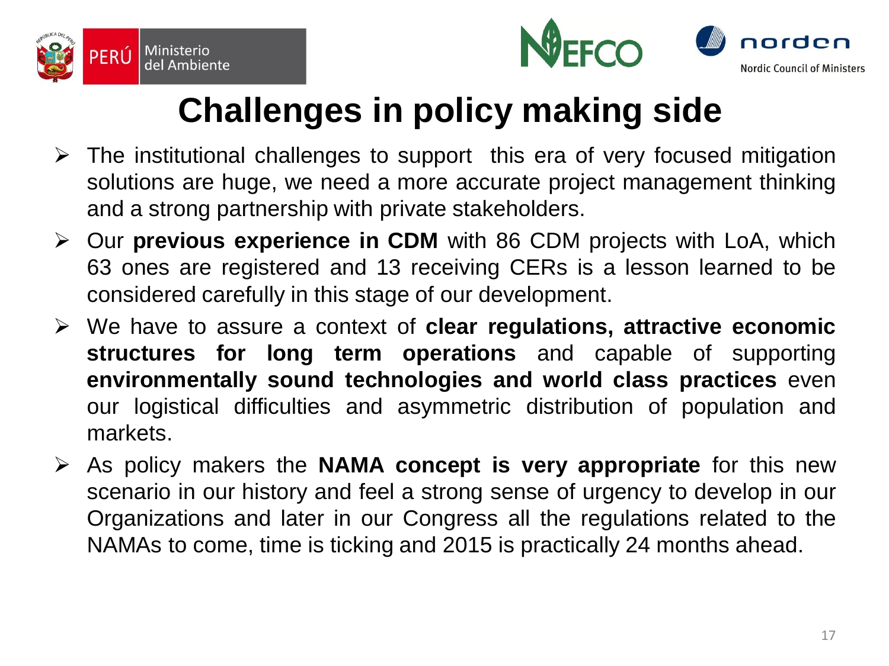# Challenges in policy making side

- The institutional challenges to support this era of very focused mitigation solutions are huge, we need a more accurate project management thinking and a strong partnership with private stakeholders.
- Our **previous experience in CDM** with 86 CDM projects with LoA, which 63 ones are registered and 13 receiving CERs is a lesson learned to be considered carefully in this stage of our development.
- We have to assure a context of **clear regulations, attractive economic structures for long term operations** and capable of supporting **environmentally sound technologies and world class practices** even our logistical difficulties and asymmetric distribution of population and markets.
- As policy makers the **NAMA concept is very appropriate** for this new scenario in our history and feel a strong sense of urgency to develop in our Organizations and later in our Congress all the regulations related to the NAMAs to come, time is ticking and 2015 is practically 24 months ahead.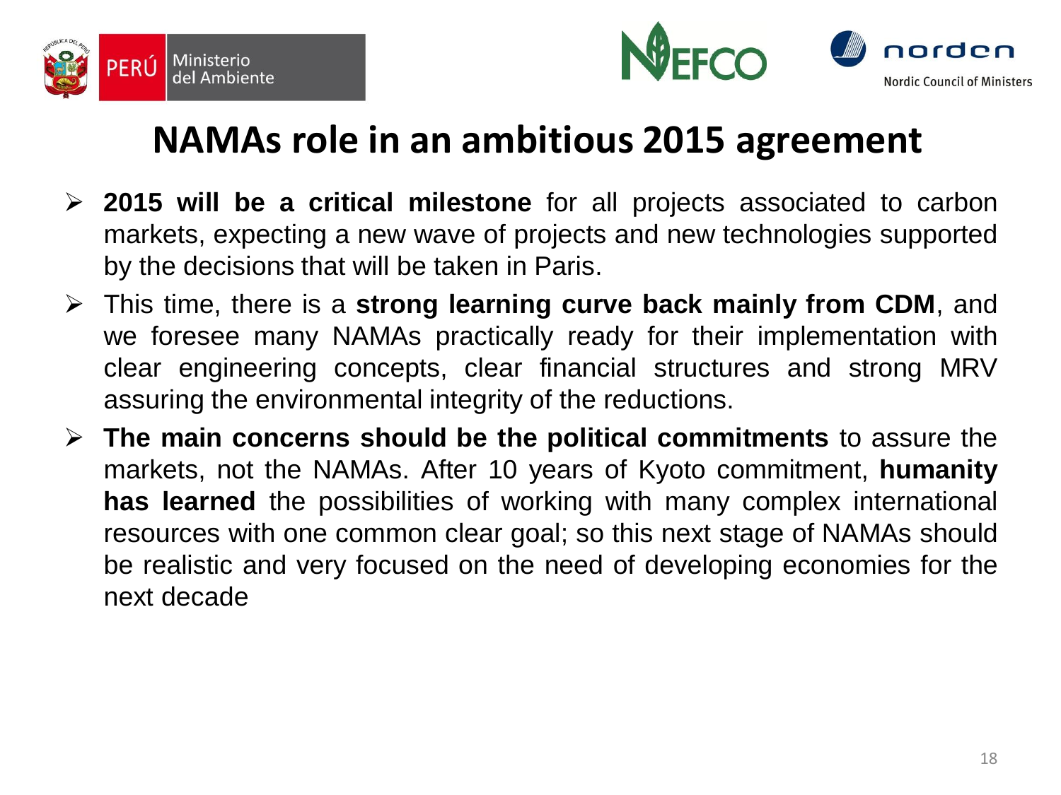# NAMAs role in an ambitious 2015 agreement

- **2015 will be a critical milestone** for all projects associated to carbon markets, expecting a new wave of projects and new technologies supported by the decisions that will be taken in Paris.
- This time, there is a **strong learning curve back mainly from CDM**, and we foresee many NAMAs practically ready for their implementation with clear engineering concepts, clear financial structures and strong MRV assuring the environmental integrity of the reductions.
- **The main concerns should be the political commitments** to assure the markets, not the NAMAs. After 10 years of Kyoto commitment, **humanity has learned** the possibilities of working with many complex international resources with one common clear goal; so this next stage of NAMAs should be realistic and very focused on the need of developing economies for the next decade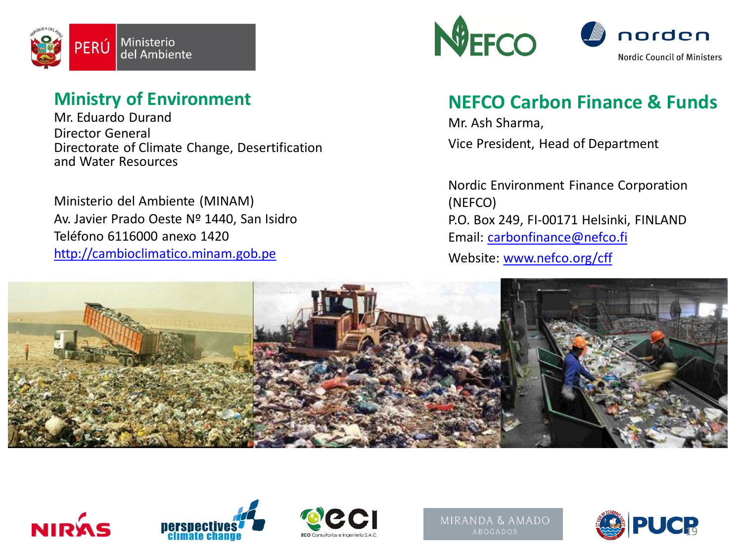## Ministry of Environment

Mr. Eduardo Durand
Director General
Directorate of Climate Change, Desertification and Water Resources

Ministerio del Ambiente (MINAM)
Av. Javier Prado Oeste Nº 1440, San Isidro
Teléfono 6116000 anexo 1420
http://cambioclimatico.minam.gob.pe

## NEFCO Carbon Finance & Funds

Mr. Ash Sharma,
Vice President, Head of Department

Nordic Environment Finance Corporation (NEFCO)
P.O. Box 249, FI-00171 Helsinki, FINLAND
Email: carbonfinance@nefco.fi
Website: www.nefco.org/cff